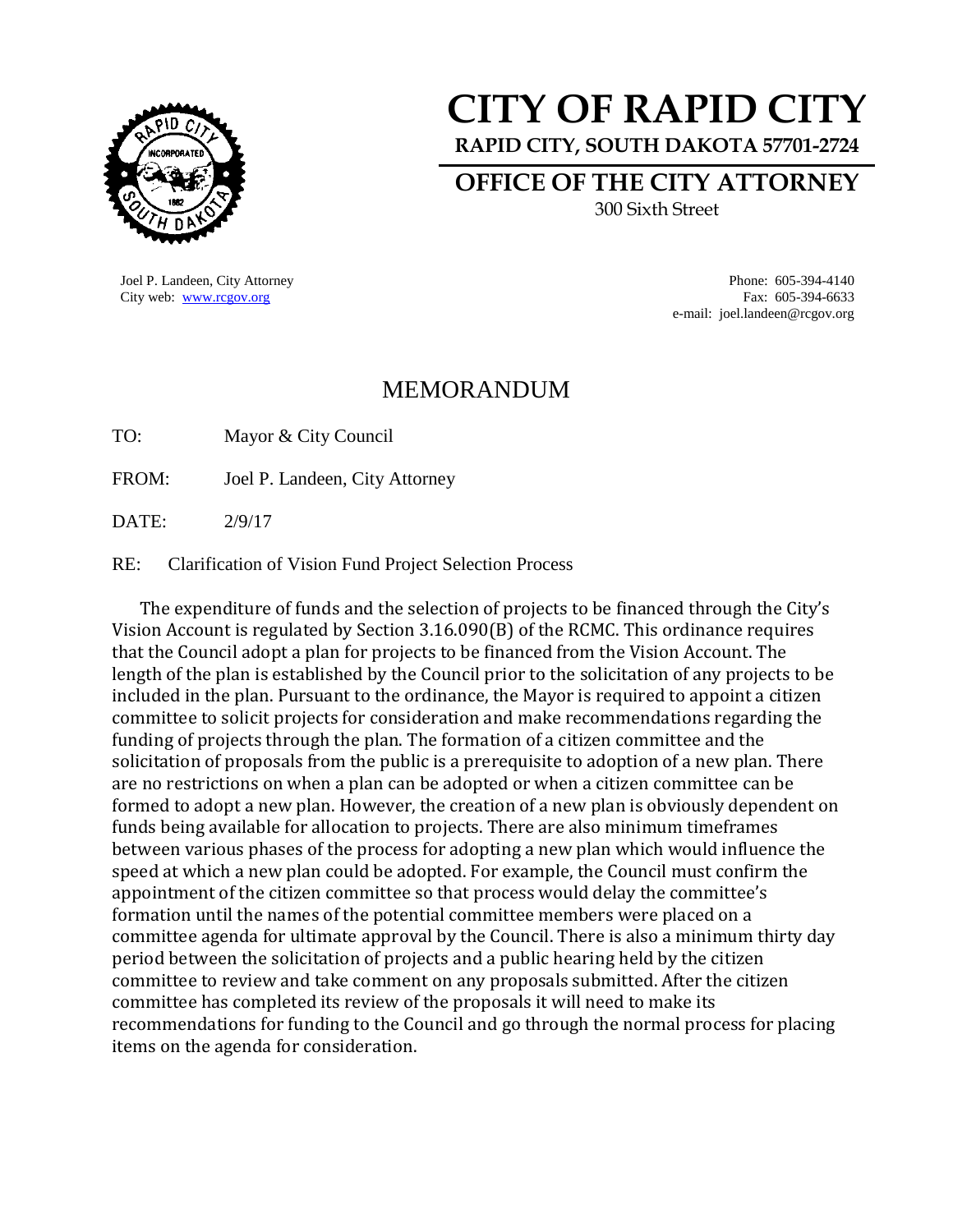# CITY OF RAPID CITY

**RAPID CITY, SOUTH DAKOTA 57701-2724**

## OFFICE OF THE CITY ATTORNEY

300 Sixth Street

Joel P. Landeen, City Attorney
City web: www.rcgov.org

Phone: 605-394-4140
Fax: 605-394-6633
e-mail: joel.landeen@rcgov.org

## MEMORANDUM

TO: Mayor & City Council

FROM: Joel P. Landeen, City Attorney

DATE: 2/9/17

RE: Clarification of Vision Fund Project Selection Process

The expenditure of funds and the selection of projects to be financed through the City's Vision Account is regulated by Section 3.16.090(B) of the RCMC. This ordinance requires that the Council adopt a plan for projects to be financed from the Vision Account. The length of the plan is established by the Council prior to the solicitation of any projects to be included in the plan. Pursuant to the ordinance, the Mayor is required to appoint a citizen committee to solicit projects for consideration and make recommendations regarding the funding of projects through the plan. The formation of a citizen committee and the solicitation of proposals from the public is a prerequisite to adoption of a new plan. There are no restrictions on when a plan can be adopted or when a citizen committee can be formed to adopt a new plan. However, the creation of a new plan is obviously dependent on funds being available for allocation to projects. There are also minimum timeframes between various phases of the process for adopting a new plan which would influence the speed at which a new plan could be adopted. For example, the Council must confirm the appointment of the citizen committee so that process would delay the committee's formation until the names of the potential committee members were placed on a committee agenda for ultimate approval by the Council. There is also a minimum thirty day period between the solicitation of projects and a public hearing held by the citizen committee to review and take comment on any proposals submitted. After the citizen committee has completed its review of the proposals it will need to make its recommendations for funding to the Council and go through the normal process for placing items on the agenda for consideration.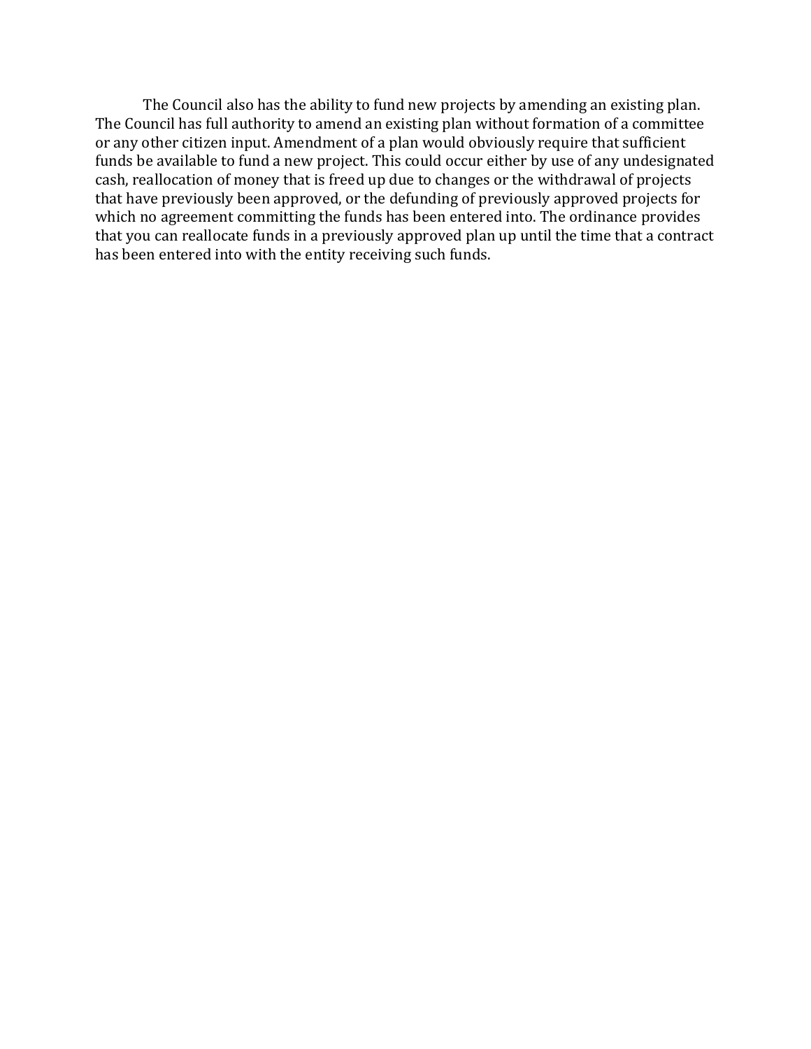The Council also has the ability to fund new projects by amending an existing plan. The Council has full authority to amend an existing plan without formation of a committee or any other citizen input. Amendment of a plan would obviously require that sufficient funds be available to fund a new project. This could occur either by use of any undesignated cash, reallocation of money that is freed up due to changes or the withdrawal of projects that have previously been approved, or the defunding of previously approved projects for which no agreement committing the funds has been entered into. The ordinance provides that you can reallocate funds in a previously approved plan up until the time that a contract has been entered into with the entity receiving such funds.